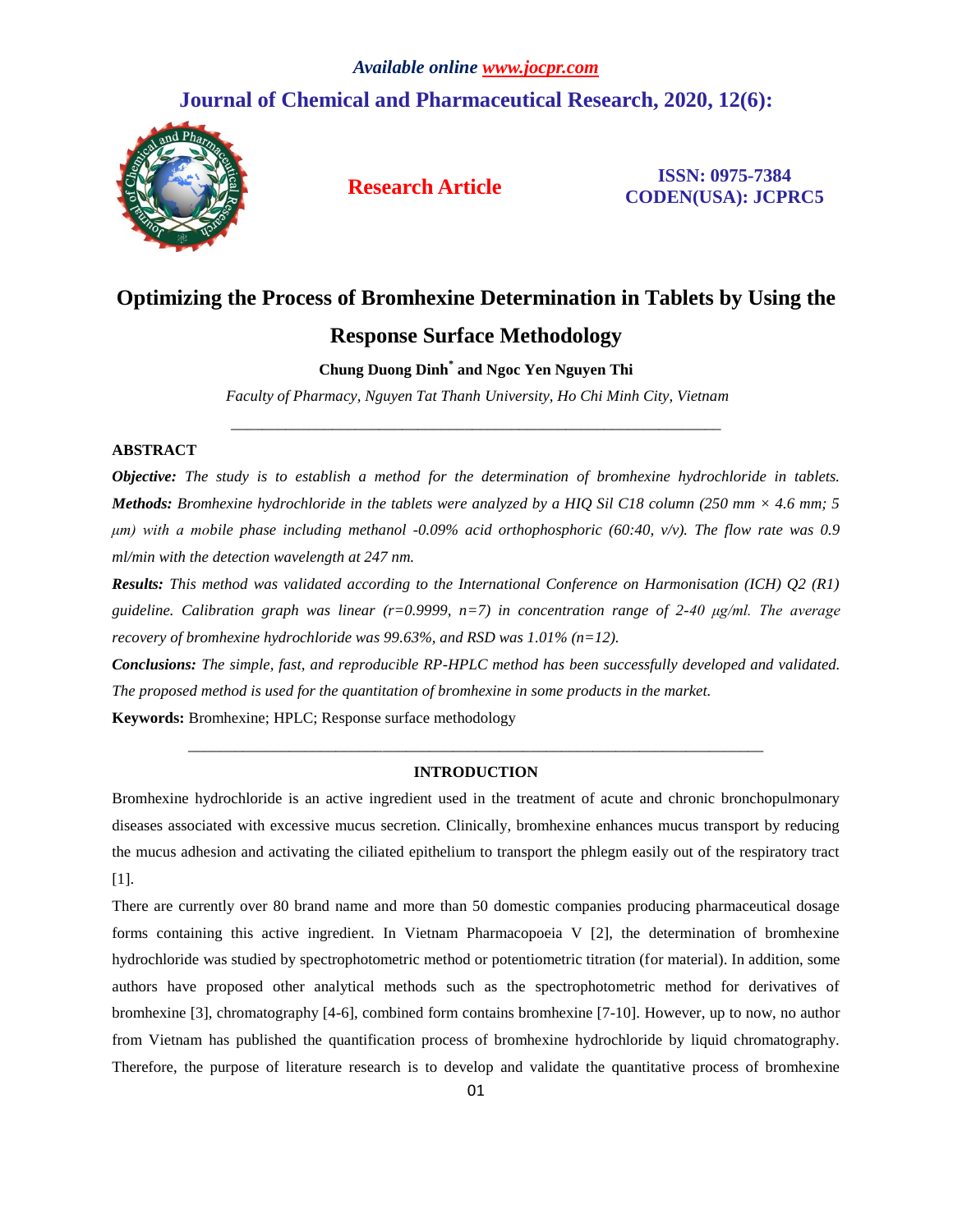# Optimizing the Process of Bromhexine Determination in Tablets by Using the Response Surface Methodology

**Chung Duong Dinh[*] and Ngoc Yen Nguyen Thi**

*Faculty of Pharmacy, Nguyen Tat Thanh University, Ho Chi Minh City, Vietnam*

---

## ABSTRACT

***Objective:*** *The study is to establish a method for the determination of bromhexine hydrochloride in tablets.*
***Methods:*** *Bromhexine hydrochloride in the tablets were analyzed by a HIQ Sil C18 column (250 mm × 4.6 mm; 5 μm) with a mobile phase including methanol -0.09% acid orthophosphoric (60:40, v/v). The flow rate was 0.9 ml/min with the detection wavelength at 247 nm.*

***Results:*** *This method was validated according to the International Conference on Harmonisation (ICH) Q2 (R1) guideline. Calibration graph was linear (r=0.9999, n=7) in concentration range of 2-40 μg/ml. The average recovery of bromhexine hydrochloride was 99.63%, and RSD was 1.01% (n=12).*

***Conclusions:*** *The simple, fast, and reproducible RP-HPLC method has been successfully developed and validated. The proposed method is used for the quantitation of bromhexine in some products in the market.*

**Keywords:** Bromhexine; HPLC; Response surface methodology

---

## INTRODUCTION

Bromhexine hydrochloride is an active ingredient used in the treatment of acute and chronic bronchopulmonary diseases associated with excessive mucus secretion. Clinically, bromhexine enhances mucus transport by reducing the mucus adhesion and activating the ciliated epithelium to transport the phlegm easily out of the respiratory tract [1].

There are currently over 80 brand name and more than 50 domestic companies producing pharmaceutical dosage forms containing this active ingredient. In Vietnam Pharmacopoeia V [2], the determination of bromhexine hydrochloride was studied by spectrophotometric method or potentiometric titration (for material). In addition, some authors have proposed other analytical methods such as the spectrophotometric method for derivatives of bromhexine [3], chromatography [4-6], combined form contains bromhexine [7-10]. However, up to now, no author from Vietnam has published the quantification process of bromhexine hydrochloride by liquid chromatography. Therefore, the purpose of literature research is to develop and validate the quantitative process of bromhexine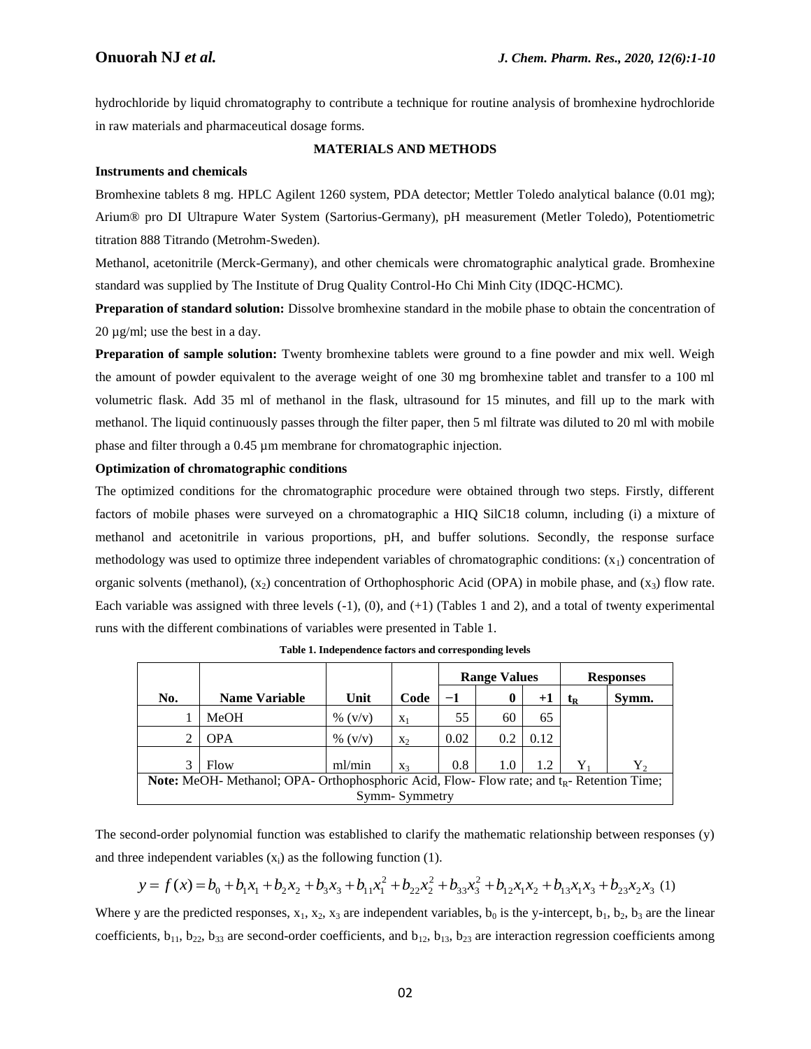hydrochloride by liquid chromatography to contribute a technique for routine analysis of bromhexine hydrochloride in raw materials and pharmaceutical dosage forms.

## MATERIALS AND METHODS

### Instruments and chemicals

Bromhexine tablets 8 mg. HPLC Agilent 1260 system, PDA detector; Mettler Toledo analytical balance (0.01 mg); Arium® pro DI Ultrapure Water System (Sartorius-Germany), pH measurement (Metler Toledo), Potentiometric titration 888 Titrando (Metrohm-Sweden).

Methanol, acetonitrile (Merck-Germany), and other chemicals were chromatographic analytical grade. Bromhexine standard was supplied by The Institute of Drug Quality Control-Ho Chi Minh City (IDQC-HCMC).

**Preparation of standard solution:** Dissolve bromhexine standard in the mobile phase to obtain the concentration of 20 µg/ml; use the best in a day.

**Preparation of sample solution:** Twenty bromhexine tablets were ground to a fine powder and mix well. Weigh the amount of powder equivalent to the average weight of one 30 mg bromhexine tablet and transfer to a 100 ml volumetric flask. Add 35 ml of methanol in the flask, ultrasound for 15 minutes, and fill up to the mark with methanol. The liquid continuously passes through the filter paper, then 5 ml filtrate was diluted to 20 ml with mobile phase and filter through a 0.45 µm membrane for chromatographic injection.

### Optimization of chromatographic conditions

The optimized conditions for the chromatographic procedure were obtained through two steps. Firstly, different factors of mobile phases were surveyed on a chromatographic a HIQ SilC18 column, including (i) a mixture of methanol and acetonitrile in various proportions, pH, and buffer solutions. Secondly, the response surface methodology was used to optimize three independent variables of chromatographic conditions: ($x_1$) concentration of organic solvents (methanol), ($x_2$) concentration of Orthophosphoric Acid (OPA) in mobile phase, and ($x_3$) flow rate. Each variable was assigned with three levels (-1), (0), and (+1) (Tables 1 and 2), and a total of twenty experimental runs with the different combinations of variables were presented in Table 1.

**Table 1. Independence factors and corresponding levels**

| | | | | Range Values | | | Responses | |
|---|---|---|---|---|---|---|---|---|
| **No.** | **Name Variable** | **Unit** | **Code** | **−1** | **0** | **+1** | **$t_R$** | **Symm.** |
| 1 | MeOH | % (v/v) | $x_1$ | 55 | 60 | 65 | | |
| 2 | OPA | % (v/v) | $x_2$ | 0.02 | 0.2 | 0.12 | | |
| 3 | Flow | ml/min | $x_3$ | 0.8 | 1.0 | 1.2 | $Y_1$ | $Y_2$ |

**Note:** MeOH- Methanol; OPA- Orthophosphoric Acid, Flow- Flow rate; and $t_R$- Retention Time; Symm- Symmetry

The second-order polynomial function was established to clarify the mathematic relationship between responses (y) and three independent variables ($x_i$) as the following function (1).

$$y = f(x) = b_0 + b_1x_1 + b_2x_2 + b_3x_3 + b_{11}x_1^2 + b_{22}x_2^2 + b_{33}x_3^2 + b_{12}x_1x_2 + b_{13}x_1x_3 + b_{23}x_2x_3 \quad (1)$$

Where y are the predicted responses, $x_1$, $x_2$, $x_3$ are independent variables, $b_0$ is the y-intercept, $b_1$, $b_2$, $b_3$ are the linear coefficients, $b_{11}$, $b_{22}$, $b_{33}$ are second-order coefficients, and $b_{12}$, $b_{13}$, $b_{23}$ are interaction regression coefficients among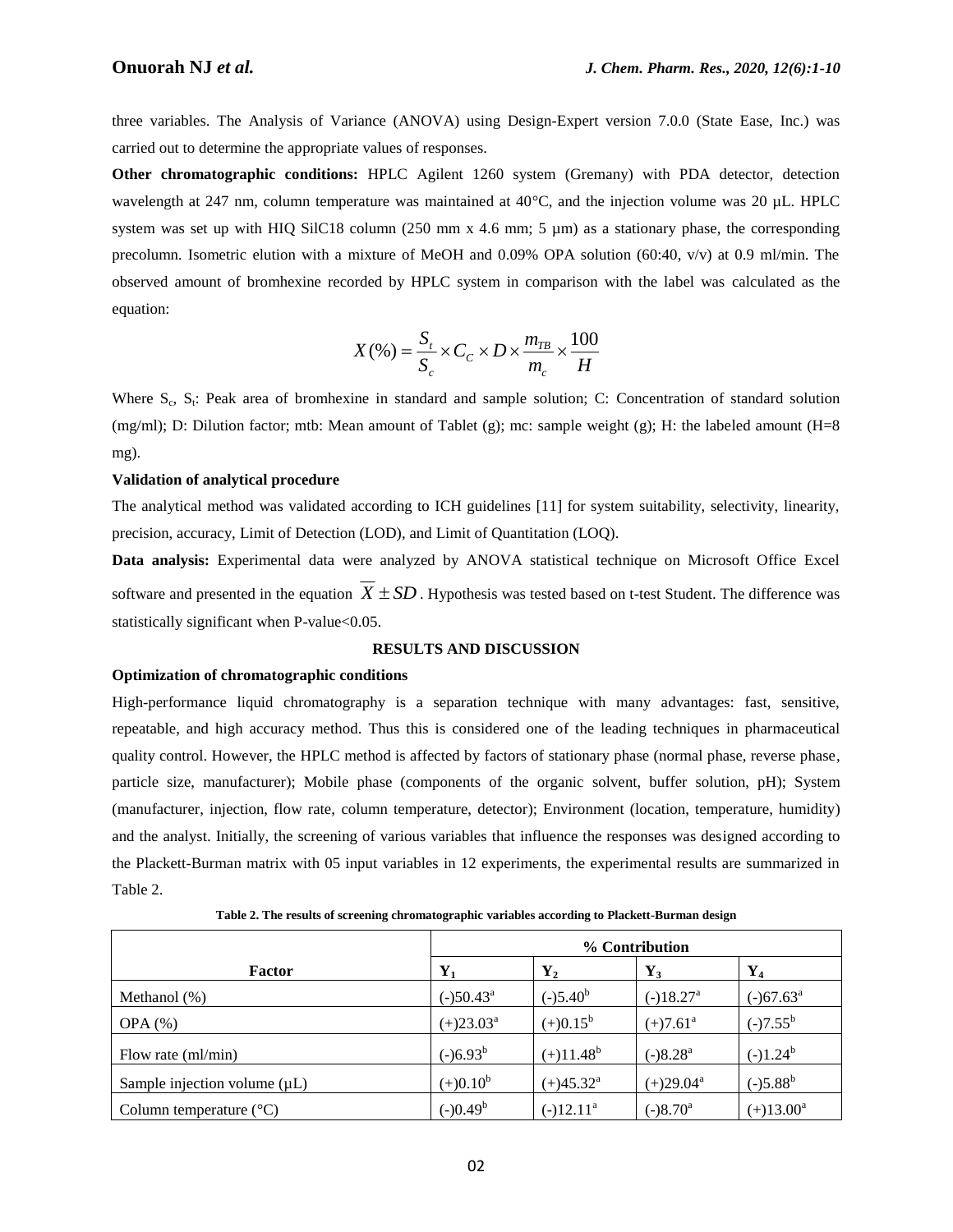three variables. The Analysis of Variance (ANOVA) using Design-Expert version 7.0.0 (State Ease, Inc.) was carried out to determine the appropriate values of responses.

**Other chromatographic conditions:** HPLC Agilent 1260 system (Gremany) with PDA detector, detection wavelength at 247 nm, column temperature was maintained at 40°C, and the injection volume was 20 µL. HPLC system was set up with HIQ SilC18 column (250 mm x 4.6 mm; 5 µm) as a stationary phase, the corresponding precolumn. Isometric elution with a mixture of MeOH and 0.09% OPA solution (60:40, v/v) at 0.9 ml/min. The observed amount of bromhexine recorded by HPLC system in comparison with the label was calculated as the equation:

$$X(\%) = \frac{S_t}{S_c} \times C_C \times D \times \frac{m_{TB}}{m_c} \times \frac{100}{H}$$

Where $S_c$, $S_t$: Peak area of bromhexine in standard and sample solution; C: Concentration of standard solution (mg/ml); D: Dilution factor; mtb: Mean amount of Tablet (g); mc: sample weight (g); H: the labeled amount (H=8 mg).

**Validation of analytical procedure**

The analytical method was validated according to ICH guidelines [11] for system suitability, selectivity, linearity, precision, accuracy, Limit of Detection (LOD), and Limit of Quantitation (LOQ).

**Data analysis:** Experimental data were analyzed by ANOVA statistical technique on Microsoft Office Excel software and presented in the equation $\overline{X} \pm SD$. Hypothesis was tested based on t-test Student. The difference was statistically significant when P-value<0.05.

## RESULTS AND DISCUSSION

**Optimization of chromatographic conditions**

High-performance liquid chromatography is a separation technique with many advantages: fast, sensitive, repeatable, and high accuracy method. Thus this is considered one of the leading techniques in pharmaceutical quality control. However, the HPLC method is affected by factors of stationary phase (normal phase, reverse phase, particle size, manufacturer); Mobile phase (components of the organic solvent, buffer solution, pH); System (manufacturer, injection, flow rate, column temperature, detector); Environment (location, temperature, humidity) and the analyst. Initially, the screening of various variables that influence the responses was designed according to the Plackett-Burman matrix with 05 input variables in 12 experiments, the experimental results are summarized in Table 2.

**Table 2. The results of screening chromatographic variables according to Plackett-Burman design**

| Factor | % Contribution | | | |
|---|---|---|---|---|
| | $Y_1$ | $Y_2$ | $Y_3$ | $Y_4$ |
| Methanol (%) | (-)50.43[a] | (-)5.40[b] | (-)18.27[a] | (-)67.63[a] |
| OPA (%) | (+)23.03[a] | (+)0.15[b] | (+)7.61[a] | (-)7.55[b] |
| Flow rate (ml/min) | (-)6.93[b] | (+)11.48[b] | (-)8.28[a] | (-)1.24[b] |
| Sample injection volume (µL) | (+)0.10[b] | (+)45.32[a] | (+)29.04[a] | (-)5.88[b] |
| Column temperature (°C) | (-)0.49[b] | (-)12.11[a] | (-)8.70[a] | (+)13.00[a] |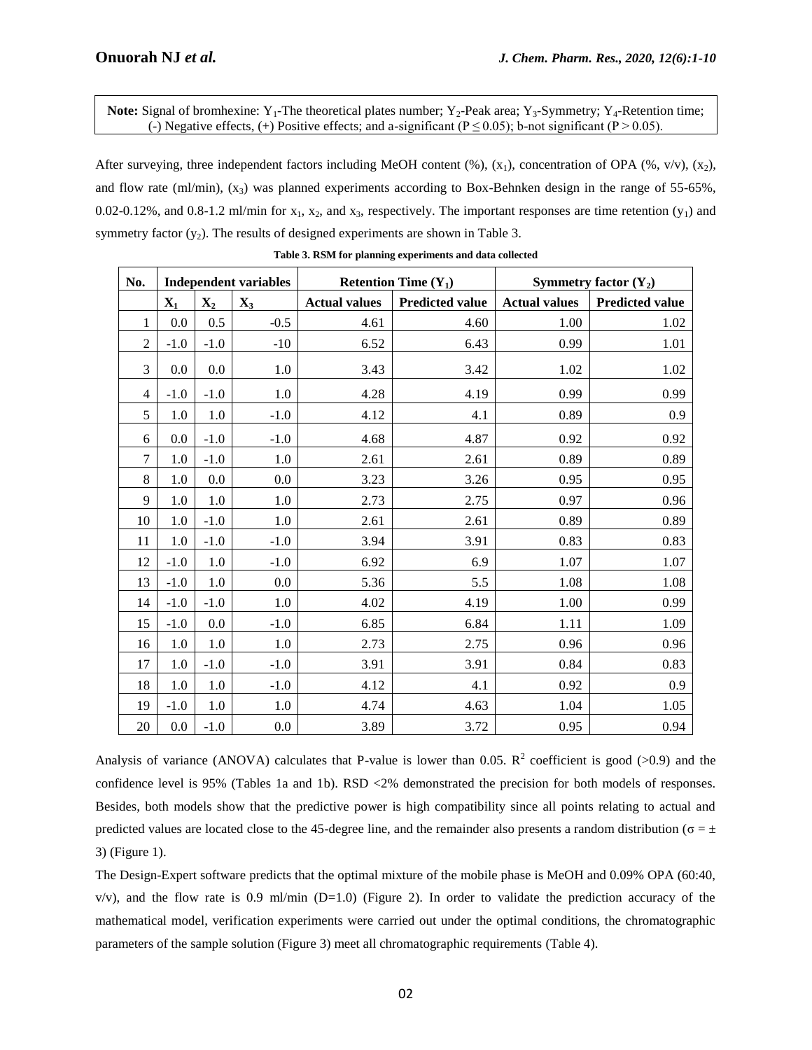**Note:** Signal of bromhexine: $Y_1$-The theoretical plates number; $Y_2$-Peak area; $Y_3$-Symmetry; $Y_4$-Retention time; (-) Negative effects, (+) Positive effects; and a-significant ($P \leq 0.05$); b-not significant ($P > 0.05$).

After surveying, three independent factors including MeOH content (%), ($x_1$), concentration of OPA (%, v/v), ($x_2$), and flow rate (ml/min), ($x_3$) was planned experiments according to Box-Behnken design in the range of 55-65%, 0.02-0.12%, and 0.8-1.2 ml/min for $x_1$, $x_2$, and $x_3$, respectively. The important responses are time retention ($y_1$) and symmetry factor ($y_2$). The results of designed experiments are shown in Table 3.

**Table 3. RSM for planning experiments and data collected**

| No. | Independent variables | | | Retention Time ($Y_1$) | | Symmetry factor ($Y_2$) | |
|---|---|---|---|---|---|---|---|
| | $X_1$ | $X_2$ | $X_3$ | Actual values | Predicted value | Actual values | Predicted value |
| 1 | 0.0 | 0.5 | -0.5 | 4.61 | 4.60 | 1.00 | 1.02 |
| 2 | -1.0 | -1.0 | -10 | 6.52 | 6.43 | 0.99 | 1.01 |
| 3 | 0.0 | 0.0 | 1.0 | 3.43 | 3.42 | 1.02 | 1.02 |
| 4 | -1.0 | -1.0 | 1.0 | 4.28 | 4.19 | 0.99 | 0.99 |
| 5 | 1.0 | 1.0 | -1.0 | 4.12 | 4.1 | 0.89 | 0.9 |
| 6 | 0.0 | -1.0 | -1.0 | 4.68 | 4.87 | 0.92 | 0.92 |
| 7 | 1.0 | -1.0 | 1.0 | 2.61 | 2.61 | 0.89 | 0.89 |
| 8 | 1.0 | 0.0 | 0.0 | 3.23 | 3.26 | 0.95 | 0.95 |
| 9 | 1.0 | 1.0 | 1.0 | 2.73 | 2.75 | 0.97 | 0.96 |
| 10 | 1.0 | -1.0 | 1.0 | 2.61 | 2.61 | 0.89 | 0.89 |
| 11 | 1.0 | -1.0 | -1.0 | 3.94 | 3.91 | 0.83 | 0.83 |
| 12 | -1.0 | 1.0 | -1.0 | 6.92 | 6.9 | 1.07 | 1.07 |
| 13 | -1.0 | 1.0 | 0.0 | 5.36 | 5.5 | 1.08 | 1.08 |
| 14 | -1.0 | -1.0 | 1.0 | 4.02 | 4.19 | 1.00 | 0.99 |
| 15 | -1.0 | 0.0 | -1.0 | 6.85 | 6.84 | 1.11 | 1.09 |
| 16 | 1.0 | 1.0 | 1.0 | 2.73 | 2.75 | 0.96 | 0.96 |
| 17 | 1.0 | -1.0 | -1.0 | 3.91 | 3.91 | 0.84 | 0.83 |
| 18 | 1.0 | 1.0 | -1.0 | 4.12 | 4.1 | 0.92 | 0.9 |
| 19 | -1.0 | 1.0 | 1.0 | 4.74 | 4.63 | 1.04 | 1.05 |
| 20 | 0.0 | -1.0 | 0.0 | 3.89 | 3.72 | 0.95 | 0.94 |

Analysis of variance (ANOVA) calculates that P-value is lower than 0.05. $R^2$ coefficient is good (>0.9) and the confidence level is 95% (Tables 1a and 1b). RSD <2% demonstrated the precision for both models of responses. Besides, both models show that the predictive power is high compatibility since all points relating to actual and predicted values are located close to the 45-degree line, and the remainder also presents a random distribution ($\sigma = \pm 3$) (Figure 1).

The Design-Expert software predicts that the optimal mixture of the mobile phase is MeOH and 0.09% OPA (60:40, v/v), and the flow rate is 0.9 ml/min (D=1.0) (Figure 2). In order to validate the prediction accuracy of the mathematical model, verification experiments were carried out under the optimal conditions, the chromatographic parameters of the sample solution (Figure 3) meet all chromatographic requirements (Table 4).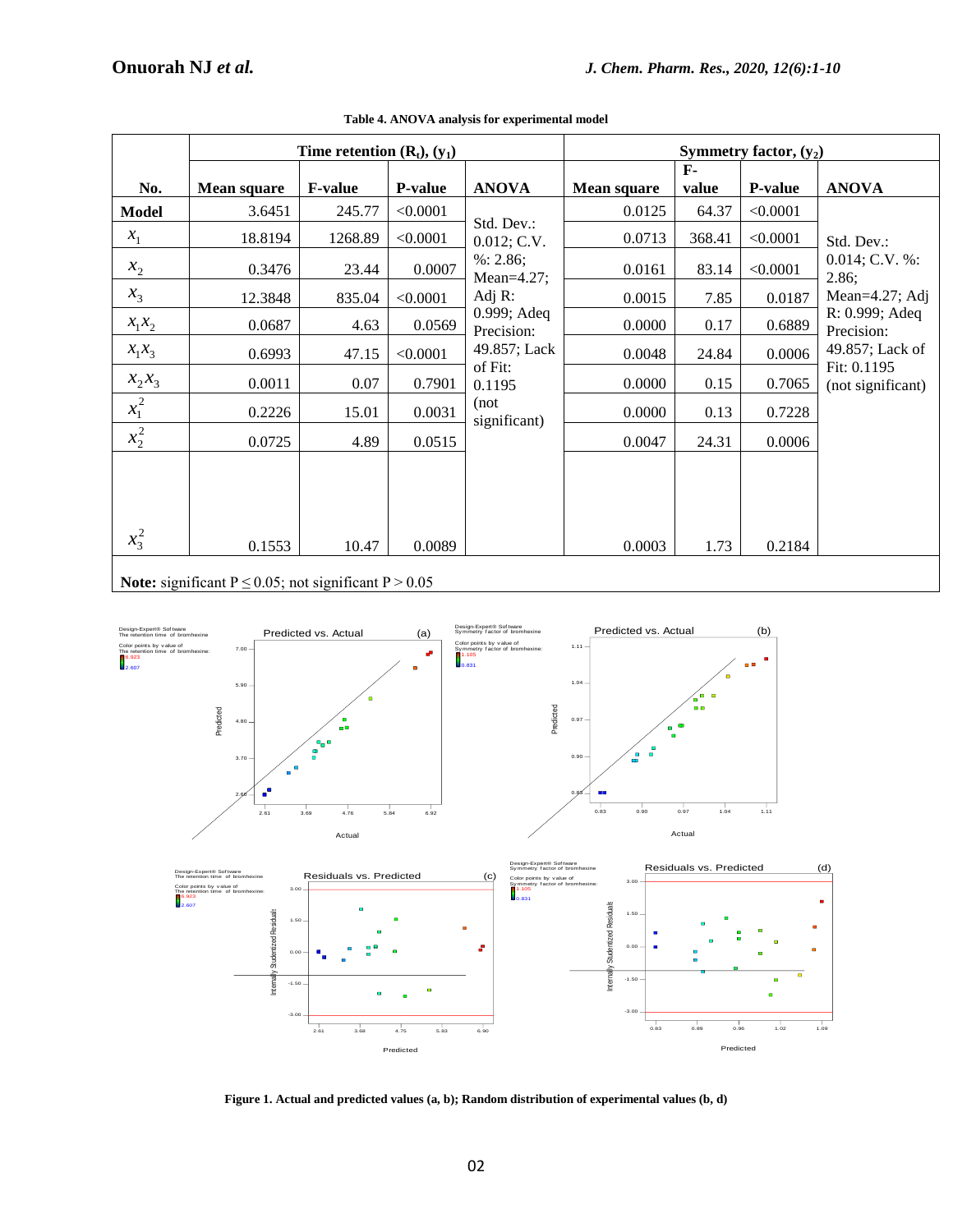**Table 4. ANOVA analysis for experimental model**

| | Time retention ($R_t$), ($y_1$) | | | | Symmetry factor, ($y_2$) | | | |
|---|---|---|---|---|---|---|---|---|
| No. | Mean square | F-value | P-value | ANOVA | Mean square | F-value | P-value | ANOVA |
| **Model** | 3.6451 | 245.77 | <0.0001 | Std. Dev.: 0.012; C.V. %: 2.86; Mean=4.27; Adj R: 0.999; Adeq Precision: 49.857; Lack of Fit: 0.1195 (not significant) | 0.0125 | 64.37 | <0.0001 | Std. Dev.: 0.014; C.V. %: 2.86; Mean=4.27; Adj R: 0.999; Adeq Precision: 49.857; Lack of Fit: 0.1195 (not significant) |
| $x_1$ | 18.8194 | 1268.89 | <0.0001 | | 0.0713 | 368.41 | <0.0001 | |
| $x_2$ | 0.3476 | 23.44 | 0.0007 | | 0.0161 | 83.14 | <0.0001 | |
| $x_3$ | 12.3848 | 835.04 | <0.0001 | | 0.0015 | 7.85 | 0.0187 | |
| $x_1x_2$ | 0.0687 | 4.63 | 0.0569 | | 0.0000 | 0.17 | 0.6889 | |
| $x_1x_3$ | 0.6993 | 47.15 | <0.0001 | | 0.0048 | 24.84 | 0.0006 | |
| $x_2x_3$ | 0.0011 | 0.07 | 0.7901 | | 0.0000 | 0.15 | 0.7065 | |
| $x_1^2$ | 0.2226 | 15.01 | 0.0031 | | 0.0000 | 0.13 | 0.7228 | |
| $x_2^2$ | 0.0725 | 4.89 | 0.0515 | | 0.0047 | 24.31 | 0.0006 | |
| $x_3^2$ | 0.1553 | 10.47 | 0.0089 | | 0.0003 | 1.73 | 0.2184 | |

**Note:** significant $P \leq 0.05$; not significant $P > 0.05$

**Figure 1. Actual and predicted values (a, b); Random distribution of experimental values (b, d)**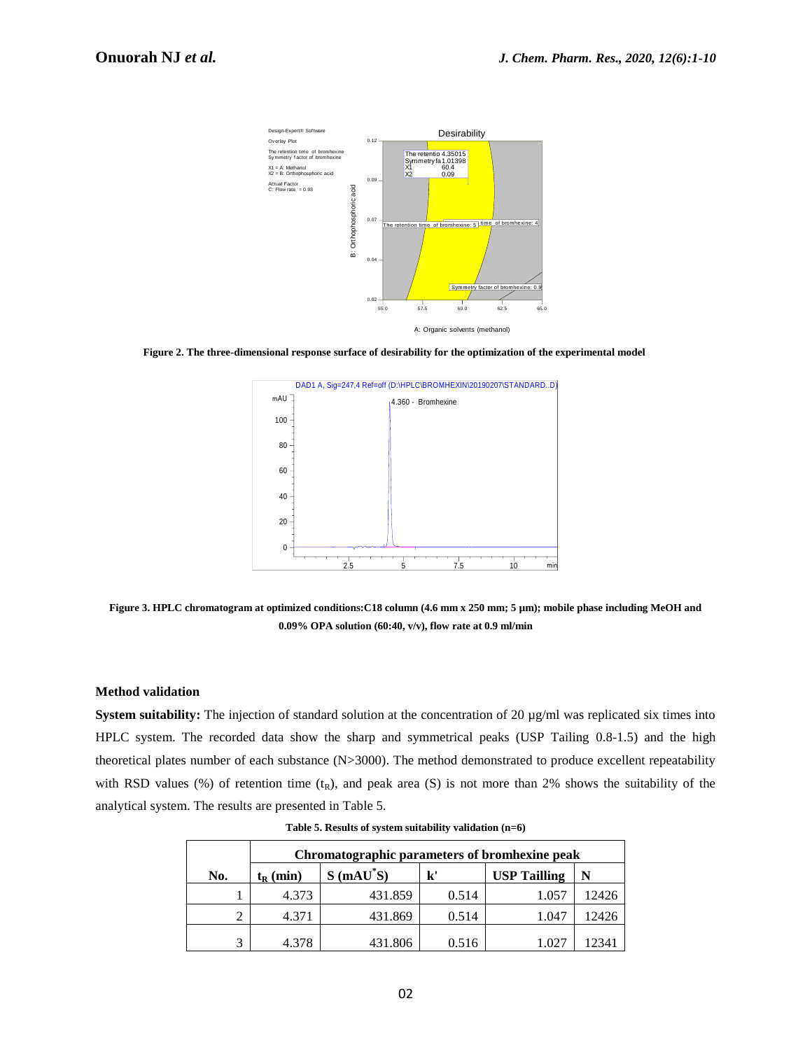Figure 2. The three-dimensional response surface of desirability for the optimization of the experimental model

Figure 3. HPLC chromatogram at optimized conditions:C18 column (4.6 mm x 250 mm; 5 µm); mobile phase including MeOH and 0.09% OPA solution (60:40, v/v), flow rate at 0.9 ml/min

### Method validation

**System suitability:** The injection of standard solution at the concentration of 20 µg/ml was replicated six times into HPLC system. The recorded data show the sharp and symmetrical peaks (USP Tailing 0.8-1.5) and the high theoretical plates number of each substance (N>3000). The method demonstrated to produce excellent repeatability with RSD values (%) of retention time ($t_R$), and peak area (S) is not more than 2% shows the suitability of the analytical system. The results are presented in Table 5.

**Table 5. Results of system suitability validation (n=6)**

| No. | Chromatographic parameters of bromhexine peak | | | | |
|---|---|---|---|---|---|
| | $t_R$ (min) | S (mAU*S) | k' | USP Tailling | N |
| 1 | 4.373 | 431.859 | 0.514 | 1.057 | 12426 |
| 2 | 4.371 | 431.869 | 0.514 | 1.047 | 12426 |
| 3 | 4.378 | 431.806 | 0.516 | 1.027 | 12341 |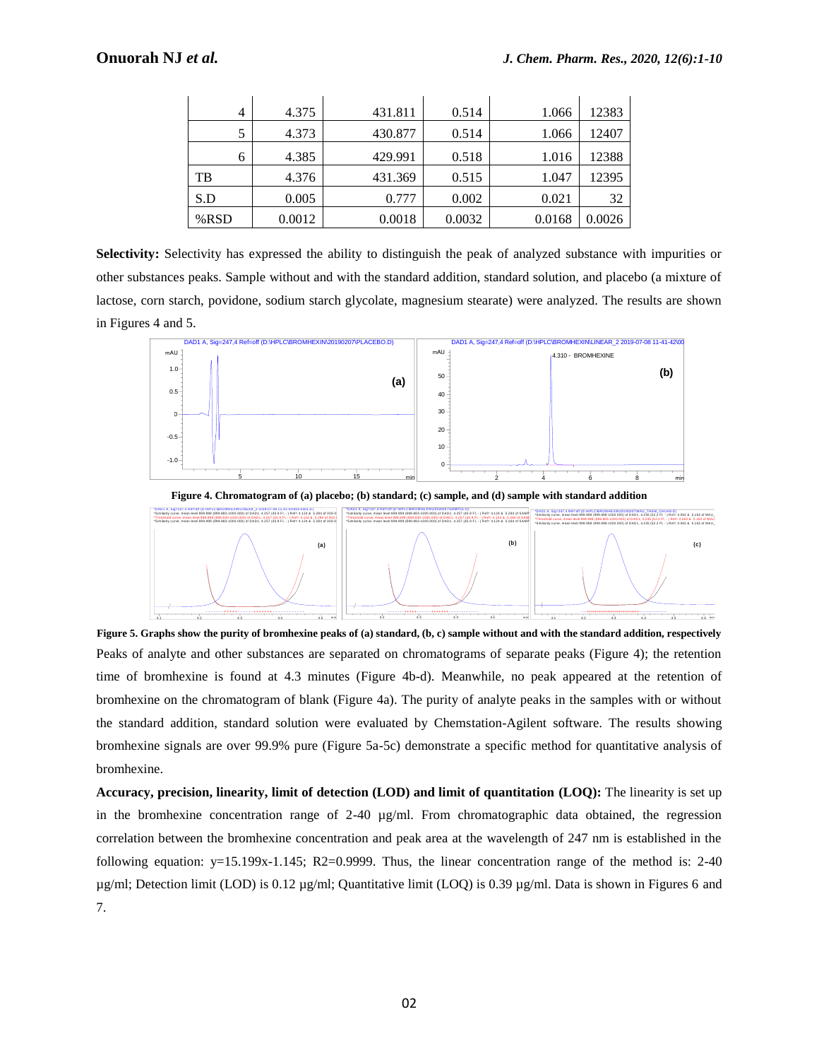| 4 | 4.375 | 431.811 | 0.514 | 1.066 | 12383 |
|---|---|---|---|---|---|
| 5 | 4.373 | 430.877 | 0.514 | 1.066 | 12407 |
| 6 | 4.385 | 429.991 | 0.518 | 1.016 | 12388 |
| TB | 4.376 | 431.369 | 0.515 | 1.047 | 12395 |
| S.D | 0.005 | 0.777 | 0.002 | 0.021 | 32 |
| %RSD | 0.0012 | 0.0018 | 0.0032 | 0.0168 | 0.0026 |

**Selectivity:** Selectivity has expressed the ability to distinguish the peak of analyzed substance with impurities or other substances peaks. Sample without and with the standard addition, standard solution, and placebo (a mixture of lactose, corn starch, povidone, sodium starch glycolate, magnesium stearate) were analyzed. The results are shown in Figures 4 and 5.

**Figure 4. Chromatogram of (a) placebo; (b) standard; (c) sample, and (d) sample with standard addition**

**Figure 5. Graphs show the purity of bromhexine peaks of (a) standard, (b, c) sample without and with the standard addition, respectively**

Peaks of analyte and other substances are separated on chromatograms of separate peaks (Figure 4); the retention time of bromhexine is found at 4.3 minutes (Figure 4b-d). Meanwhile, no peak appeared at the retention of bromhexine on the chromatogram of blank (Figure 4a). The purity of analyte peaks in the samples with or without the standard addition, standard solution were evaluated by Chemstation-Agilent software. The results showing bromhexine signals are over 99.9% pure (Figure 5a-5c) demonstrate a specific method for quantitative analysis of bromhexine.

**Accuracy, precision, linearity, limit of detection (LOD) and limit of quantitation (LOQ):** The linearity is set up in the bromhexine concentration range of 2-40 µg/ml. From chromatographic data obtained, the regression correlation between the bromhexine concentration and peak area at the wavelength of 247 nm is established in the following equation: $y=15.199x-1.145$; $R2=0.9999$. Thus, the linear concentration range of the method is: 2-40 µg/ml; Detection limit (LOD) is 0.12 µg/ml; Quantitative limit (LOQ) is 0.39 µg/ml. Data is shown in Figures 6 and 7.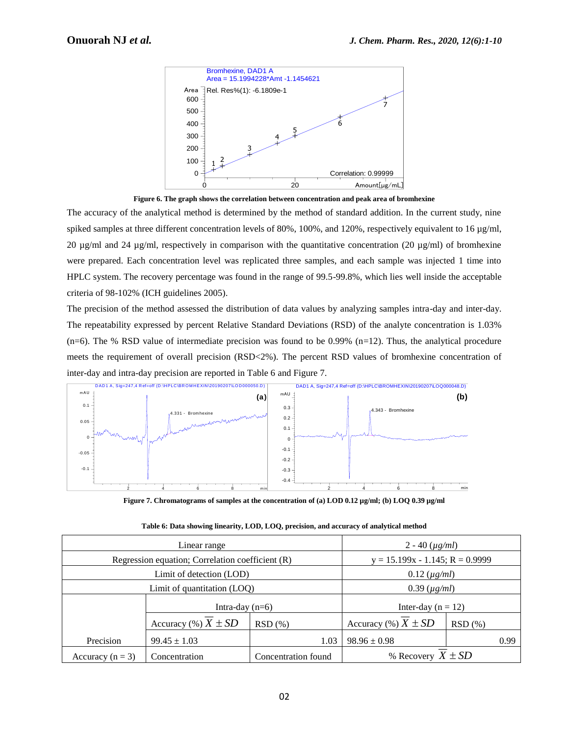Figure 6. The graph shows the correlation between concentration and peak area of bromhexine

The accuracy of the analytical method is determined by the method of standard addition. In the current study, nine spiked samples at three different concentration levels of 80%, 100%, and 120%, respectively equivalent to 16 µg/ml, 20 µg/ml and 24 µg/ml, respectively in comparison with the quantitative concentration (20 µg/ml) of bromhexine were prepared. Each concentration level was replicated three samples, and each sample was injected 1 time into HPLC system. The recovery percentage was found in the range of 99.5-99.8%, which lies well inside the acceptable criteria of 98-102% (ICH guidelines 2005).

The precision of the method assessed the distribution of data values by analyzing samples intra-day and inter-day. The repeatability expressed by percent Relative Standard Deviations (RSD) of the analyte concentration is 1.03% (n=6). The % RSD value of intermediate precision was found to be 0.99% (n=12). Thus, the analytical procedure meets the requirement of overall precision (RSD<2%). The percent RSD values of bromhexine concentration of inter-day and intra-day precision are reported in Table 6 and Figure 7.

Figure 7. Chromatograms of samples at the concentration of (a) LOD 0.12 µg/ml; (b) LOQ 0.39 µg/ml

**Table 6: Data showing linearity, LOD, LOQ, precision, and accuracy of analytical method**

| Linear range | | | 2 - 40 (*µg/ml*) | |
|---|---|---|---|---|
| Regression equation; Correlation coefficient (R) | | | y = 15.199x - 1.145; R = 0.9999 | |
| Limit of detection (LOD) | | | 0.12 (*µg/ml*) | |
| Limit of quantitation (LOQ) | | | 0.39 (*µg/ml*) | |
| | Intra-day (n=6) | | Inter-day (n = 12) | |
| | Accuracy (%) $\overline{X} \pm SD$ | RSD (%) | Accuracy (%) $\overline{X} \pm SD$ | RSD (%) |
| Precision | 99.45 ± 1.03 | 1.03 | 98.96 ± 0.98 | 0.99 |
| Accuracy (n = 3) | Concentration | Concentration found | % Recovery $\overline{X} \pm SD$ | |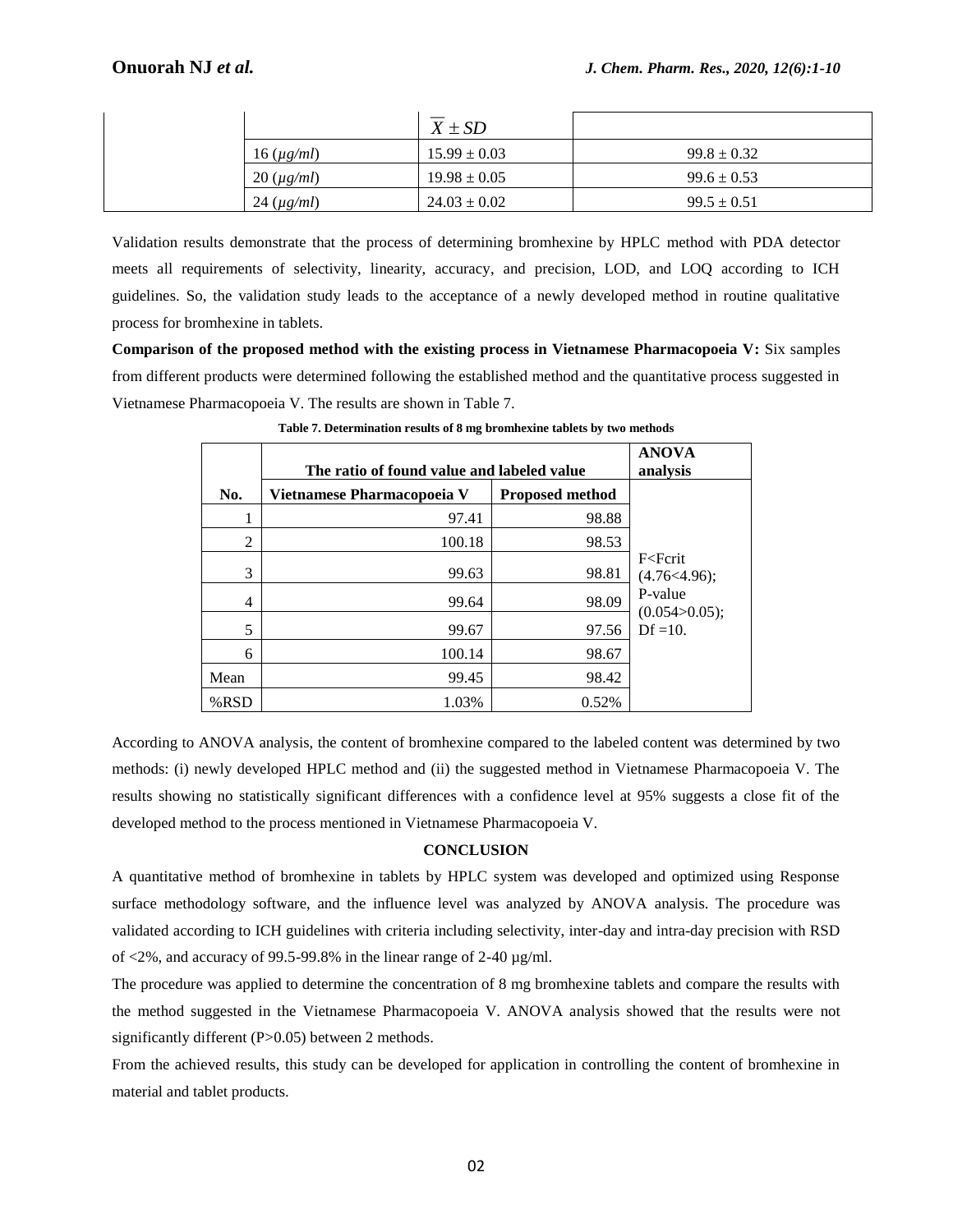| | | $\overline{X} \pm SD$ | |
|---|---|---|---|
| | 16 ($\mu g/ml$) | 15.99 ± 0.03 | 99.8 ± 0.32 |
| | 20 ($\mu g/ml$) | 19.98 ± 0.05 | 99.6 ± 0.53 |
| | 24 ($\mu g/ml$) | 24.03 ± 0.02 | 99.5 ± 0.51 |

Validation results demonstrate that the process of determining bromhexine by HPLC method with PDA detector meets all requirements of selectivity, linearity, accuracy, and precision, LOD, and LOQ according to ICH guidelines. So, the validation study leads to the acceptance of a newly developed method in routine qualitative process for bromhexine in tablets.

**Comparison of the proposed method with the existing process in Vietnamese Pharmacopoeia V:** Six samples from different products were determined following the established method and the quantitative process suggested in Vietnamese Pharmacopoeia V. The results are shown in Table 7.

**Table 7. Determination results of 8 mg bromhexine tablets by two methods**

| | The ratio of found value and labeled value | | ANOVA analysis |
|---|---|---|---|
| No. | Vietnamese Pharmacopoeia V | Proposed method | F<Fcrit (4.76<4.96); P-value (0.054>0.05); Df =10. |
| 1 | 97.41 | 98.88 | |
| 2 | 100.18 | 98.53 | |
| 3 | 99.63 | 98.81 | |
| 4 | 99.64 | 98.09 | |
| 5 | 99.67 | 97.56 | |
| 6 | 100.14 | 98.67 | |
| Mean | 99.45 | 98.42 | |
| %RSD | 1.03% | 0.52% | |

According to ANOVA analysis, the content of bromhexine compared to the labeled content was determined by two methods: (i) newly developed HPLC method and (ii) the suggested method in Vietnamese Pharmacopoeia V. The results showing no statistically significant differences with a confidence level at 95% suggests a close fit of the developed method to the process mentioned in Vietnamese Pharmacopoeia V.

## CONCLUSION

A quantitative method of bromhexine in tablets by HPLC system was developed and optimized using Response surface methodology software, and the influence level was analyzed by ANOVA analysis. The procedure was validated according to ICH guidelines with criteria including selectivity, inter-day and intra-day precision with RSD of <2%, and accuracy of 99.5-99.8% in the linear range of 2-40 µg/ml.

The procedure was applied to determine the concentration of 8 mg bromhexine tablets and compare the results with the method suggested in the Vietnamese Pharmacopoeia V. ANOVA analysis showed that the results were not significantly different (P>0.05) between 2 methods.

From the achieved results, this study can be developed for application in controlling the content of bromhexine in material and tablet products.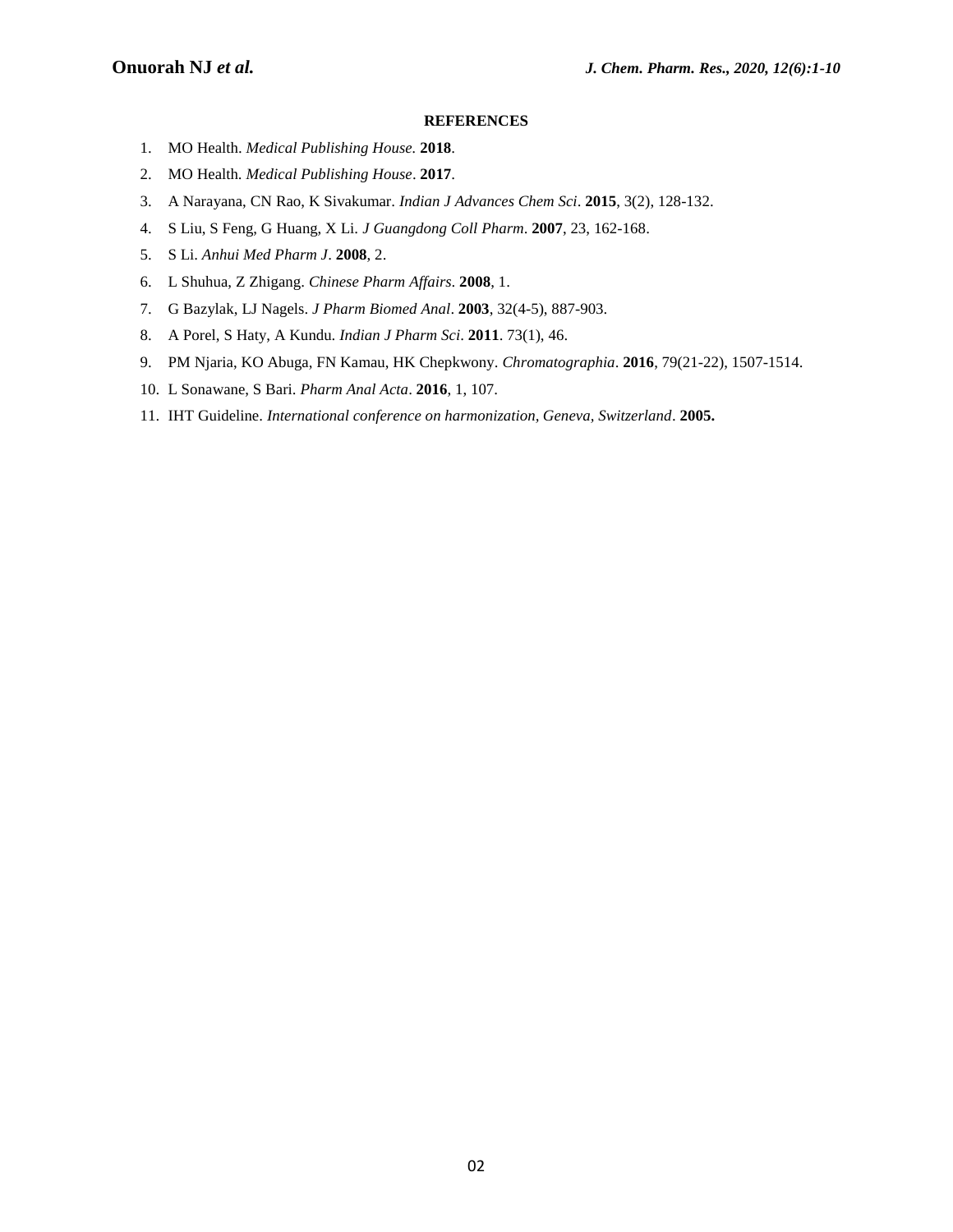## REFERENCES

1. MO Health. *Medical Publishing House.* **2018**.
2. MO Health. *Medical Publishing House*. **2017**.
3. A Narayana, CN Rao, K Sivakumar. *Indian J Advances Chem Sci*. **2015**, 3(2), 128-132.
4. S Liu, S Feng, G Huang, X Li. *J Guangdong Coll Pharm*. **2007**, 23, 162-168.
5. S Li. *Anhui Med Pharm J*. **2008**, 2.
6. L Shuhua, Z Zhigang. *Chinese Pharm Affairs.* **2008**, 1.
7. G Bazylak, LJ Nagels. *J Pharm Biomed Anal*. **2003**, 32(4-5), 887-903.
8. A Porel, S Haty, A Kundu. *Indian J Pharm Sci*. **2011**. 73(1), 46.
9. PM Njaria, KO Abuga, FN Kamau, HK Chepkwony. *Chromatographia*. **2016**, 79(21-22), 1507-1514.
10. L Sonawane, S Bari. *Pharm Anal Acta*. **2016**, 1, 107.
11. IHT Guideline. *International conference on harmonization, Geneva, Switzerland*. **2005.**